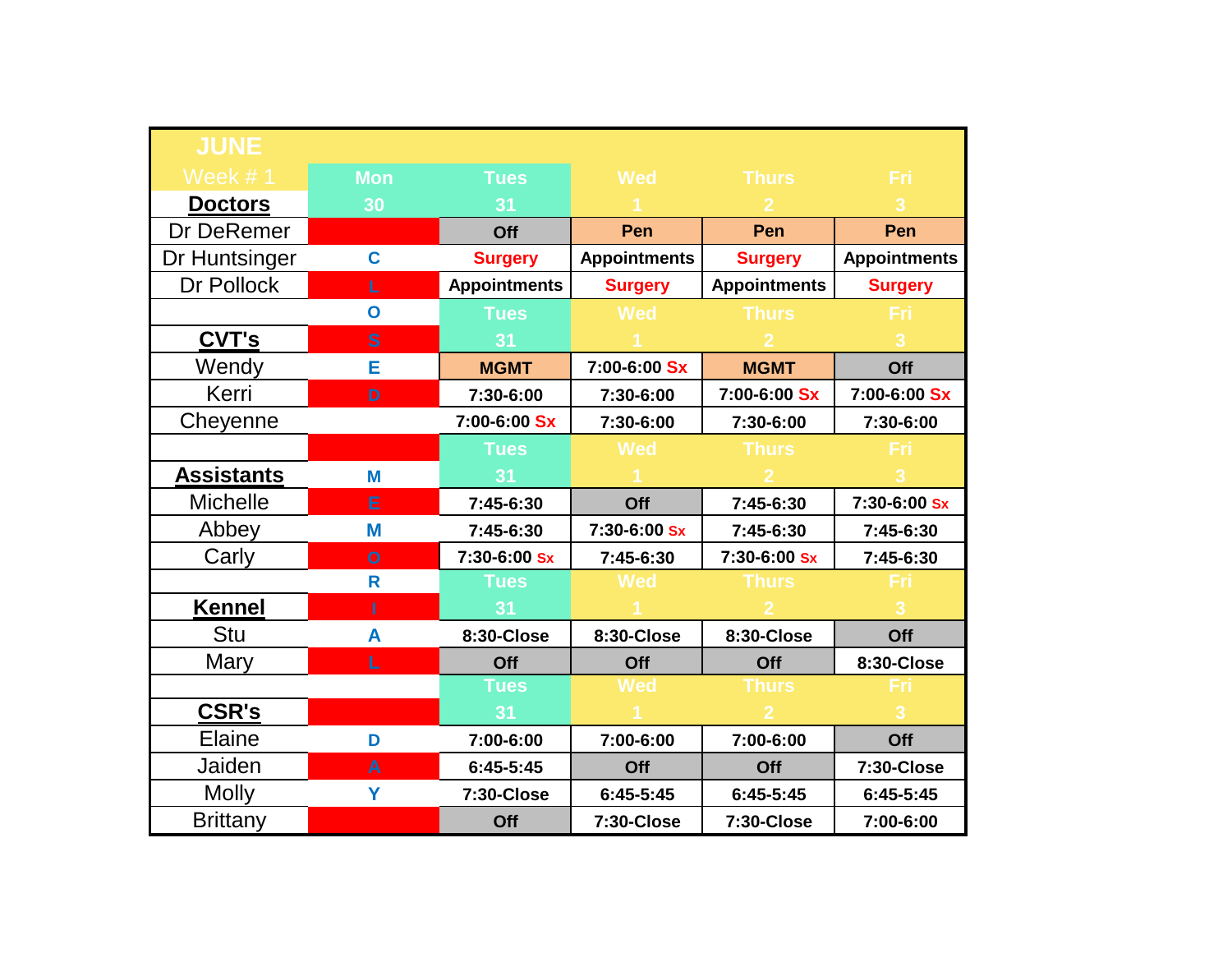| JUNE Week # 1 | Mon | Tues | Wed | Thurs | Fri |
|---|---|---|---|---|---|
| **Doctors** | 30 | 31 | 1 | 2 | 3 |
| Dr DeRemer | | Off | Pen | Pen | Pen |
| Dr Huntsinger | C | Surgery | Appointments | Surgery | Appointments |
| Dr Pollock | L | Appointments | Surgery | Appointments | Surgery |
| | O | Tues | Wed | Thurs | Fri |
| **CVT's** | S | 31 | 1 | 2 | 3 |
| Wendy | E | MGMT | 7:00-6:00 Sx | MGMT | Off |
| Kerri | D | 7:30-6:00 | 7:30-6:00 | 7:00-6:00 Sx | 7:00-6:00 Sx |
| Cheyenne | | 7:00-6:00 Sx | 7:30-6:00 | 7:30-6:00 | 7:30-6:00 |
| | | Tues | Wed | Thurs | Fri |
| **Assistants** | M | 31 | 1 | 2 | 3 |
| Michelle | E | 7:45-6:30 | Off | 7:45-6:30 | 7:30-6:00 Sx |
| Abbey | M | 7:45-6:30 | 7:30-6:00 Sx | 7:45-6:30 | 7:45-6:30 |
| Carly | O | 7:30-6:00 Sx | 7:45-6:30 | 7:30-6:00 Sx | 7:45-6:30 |
| | R | Tues | Wed | Thurs | Fri |
| **Kennel** | I | 31 | 1 | 2 | 3 |
| Stu | A | 8:30-Close | 8:30-Close | 8:30-Close | Off |
| Mary | L | Off | Off | Off | 8:30-Close |
| | | Tues | Wed | Thurs | Fri |
| **CSR's** | | 31 | 1 | 2 | 3 |
| Elaine | D | 7:00-6:00 | 7:00-6:00 | 7:00-6:00 | Off |
| Jaiden | A | 6:45-5:45 | Off | Off | 7:30-Close |
| Molly | Y | 7:30-Close | 6:45-5:45 | 6:45-5:45 | 6:45-5:45 |
| Brittany | | Off | 7:30-Close | 7:30-Close | 7:00-6:00 |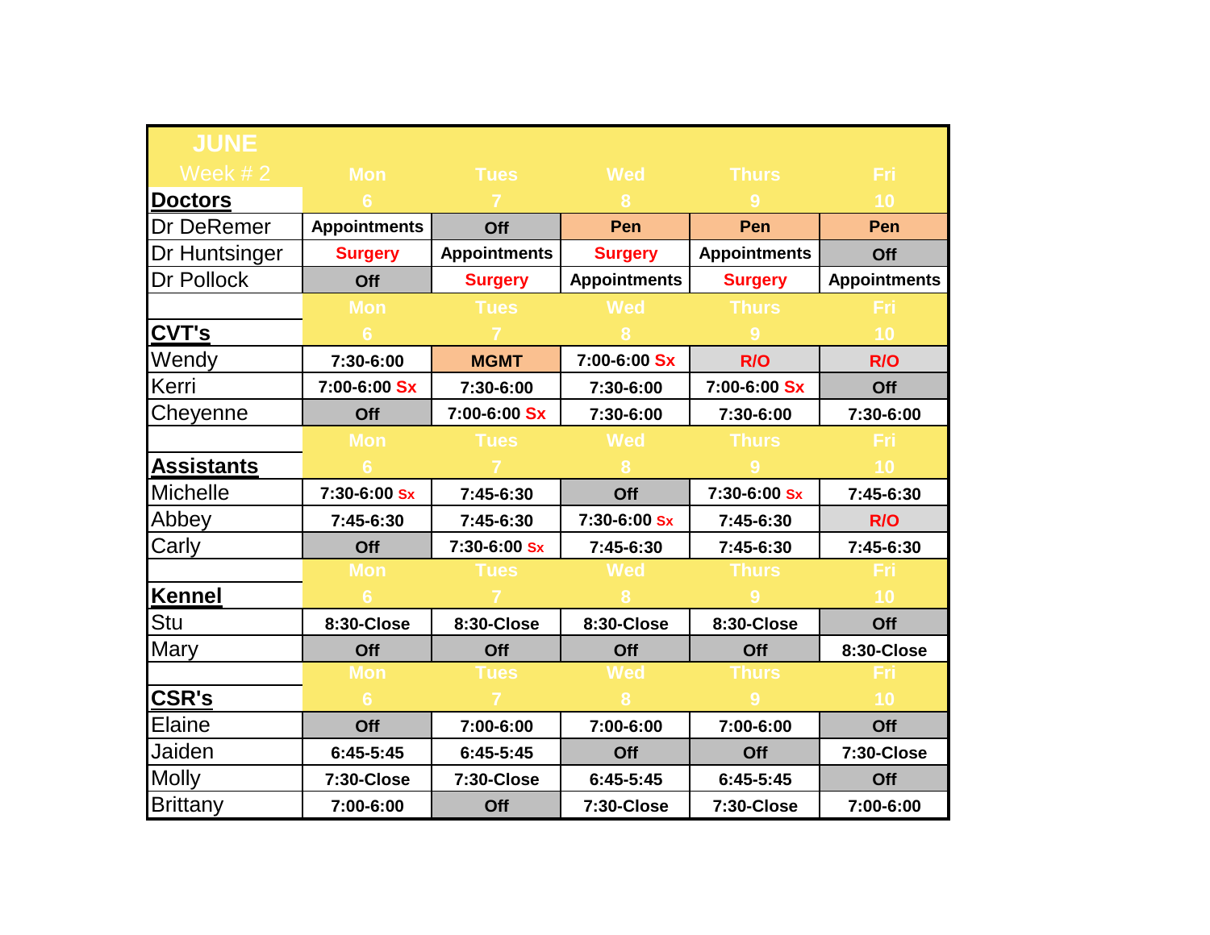| JUNE Week # 2 | Mon 6 | Tues 7 | Wed 8 | Thurs 9 | Fri 10 |
|---|---|---|---|---|---|
| **Doctors** | | | | | |
| Dr DeRemer | Appointments | Off | Pen | Pen | Pen |
| Dr Huntsinger | Surgery | Appointments | Surgery | Appointments | Off |
| Dr Pollock | Off | Surgery | Appointments | Surgery | Appointments |
| **CVT's** | Mon 6 | Tues 7 | Wed 8 | Thurs 9 | Fri 10 |
| Wendy | 7:30-6:00 | MGMT | 7:00-6:00 Sx | R/O | R/O |
| Kerri | 7:00-6:00 Sx | 7:30-6:00 | 7:30-6:00 | 7:00-6:00 Sx | Off |
| Cheyenne | Off | 7:00-6:00 Sx | 7:30-6:00 | 7:30-6:00 | 7:30-6:00 |
| **Assistants** | Mon 6 | Tues 7 | Wed 8 | Thurs 9 | Fri 10 |
| Michelle | 7:30-6:00 Sx | 7:45-6:30 | Off | 7:30-6:00 Sx | 7:45-6:30 |
| Abbey | 7:45-6:30 | 7:45-6:30 | 7:30-6:00 Sx | 7:45-6:30 | R/O |
| Carly | Off | 7:30-6:00 Sx | 7:45-6:30 | 7:45-6:30 | 7:45-6:30 |
| **Kennel** | Mon 6 | Tues 7 | Wed 8 | Thurs 9 | Fri 10 |
| Stu | 8:30-Close | 8:30-Close | 8:30-Close | 8:30-Close | Off |
| Mary | Off | Off | Off | Off | 8:30-Close |
| **CSR's** | Mon 6 | Tues 7 | Wed 8 | Thurs 9 | Fri 10 |
| Elaine | Off | 7:00-6:00 | 7:00-6:00 | 7:00-6:00 | Off |
| Jaiden | 6:45-5:45 | 6:45-5:45 | Off | Off | 7:30-Close |
| Molly | 7:30-Close | 7:30-Close | 6:45-5:45 | 6:45-5:45 | Off |
| Brittany | 7:00-6:00 | Off | 7:30-Close | 7:30-Close | 7:00-6:00 |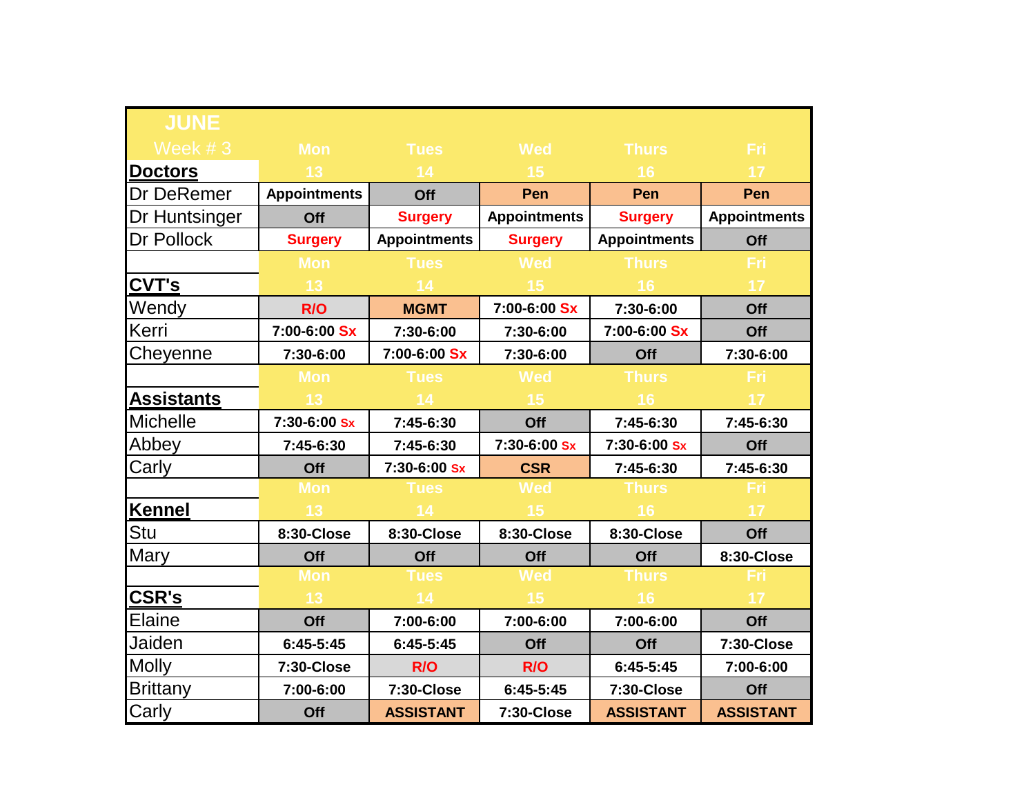| JUNE Week # 3 | Mon | Tues | Wed | Thurs | Fri |
|---|---|---|---|---|---|
| **Doctors** | 13 | 14 | 15 | 16 | 17 |
| Dr DeRemer | Appointments | Off | Pen | Pen | Pen |
| Dr Huntsinger | Off | Surgery | Appointments | Surgery | Appointments |
| Dr Pollock | Surgery | Appointments | Surgery | Appointments | Off |
| | Mon | Tues | Wed | Thurs | Fri |
| **CVT's** | 13 | 14 | 15 | 16 | 17 |
| Wendy | R/O | MGMT | 7:00-6:00 Sx | 7:30-6:00 | Off |
| Kerri | 7:00-6:00 Sx | 7:30-6:00 | 7:30-6:00 | 7:00-6:00 Sx | Off |
| Cheyenne | 7:30-6:00 | 7:00-6:00 Sx | 7:30-6:00 | Off | 7:30-6:00 |
| | Mon | Tues | Wed | Thurs | Fri |
| **Assistants** | 13 | 14 | 15 | 16 | 17 |
| Michelle | 7:30-6:00 Sx | 7:45-6:30 | Off | 7:45-6:30 | 7:45-6:30 |
| Abbey | 7:45-6:30 | 7:45-6:30 | 7:30-6:00 Sx | 7:30-6:00 Sx | Off |
| Carly | Off | 7:30-6:00 Sx | CSR | 7:45-6:30 | 7:45-6:30 |
| | Mon | Tues | Wed | Thurs | Fri |
| **Kennel** | 13 | 14 | 15 | 16 | 17 |
| Stu | 8:30-Close | 8:30-Close | 8:30-Close | 8:30-Close | Off |
| Mary | Off | Off | Off | Off | 8:30-Close |
| | Mon | Tues | Wed | Thurs | Fri |
| **CSR's** | 13 | 14 | 15 | 16 | 17 |
| Elaine | Off | 7:00-6:00 | 7:00-6:00 | 7:00-6:00 | Off |
| Jaiden | 6:45-5:45 | 6:45-5:45 | Off | Off | 7:30-Close |
| Molly | 7:30-Close | R/O | R/O | 6:45-5:45 | 7:00-6:00 |
| Brittany | 7:00-6:00 | 7:30-Close | 6:45-5:45 | 7:30-Close | Off |
| Carly | Off | ASSISTANT | 7:30-Close | ASSISTANT | ASSISTANT |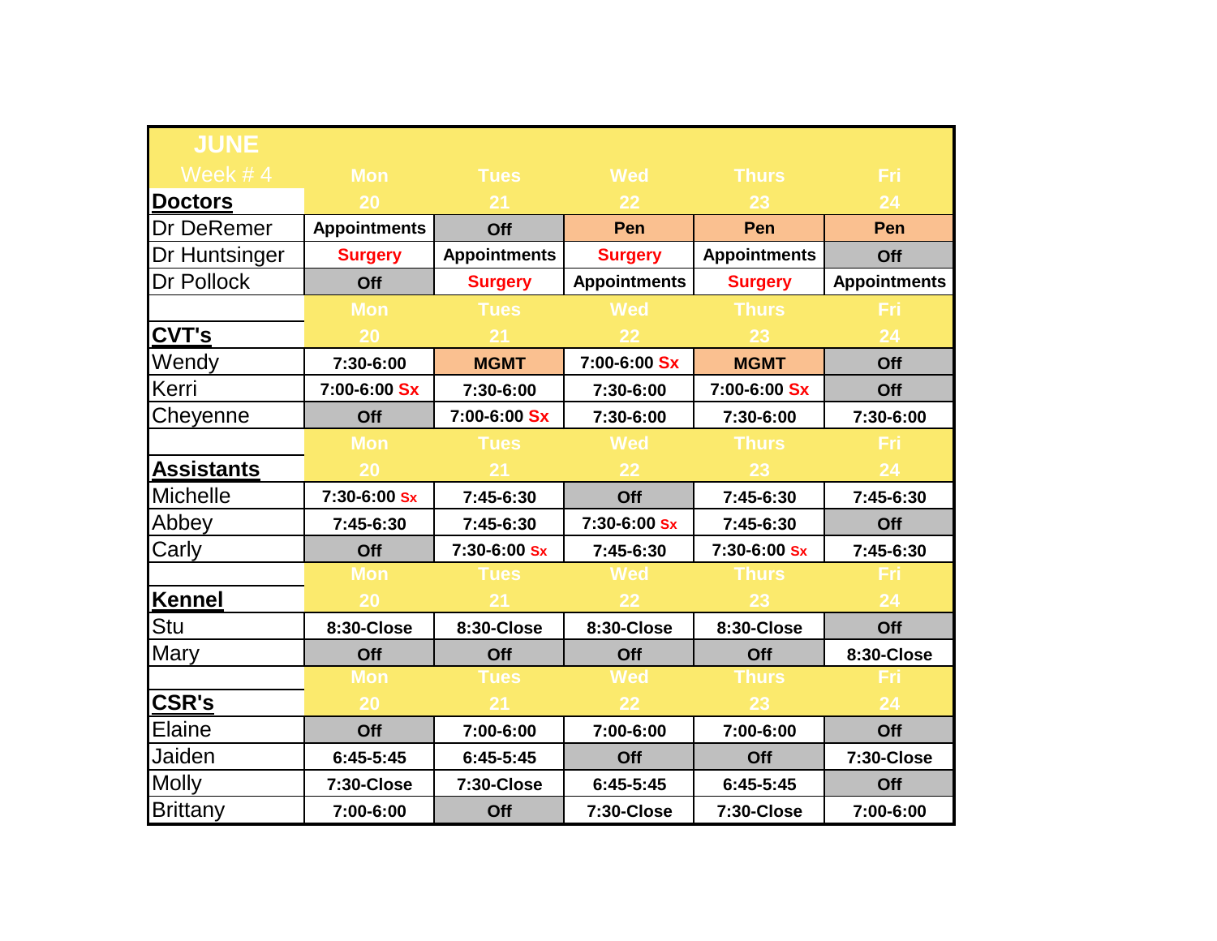| JUNE<br>Week # 4 | Mon | Tues | Wed | Thurs | Fri |
|---|---|---|---|---|---|
| **Doctors** | 20 | 21 | 22 | 23 | 24 |
| Dr DeRemer | Appointments | Off | Pen | Pen | Pen |
| Dr Huntsinger | Surgery | Appointments | Surgery | Appointments | Off |
| Dr Pollock | Off | Surgery | Appointments | Surgery | Appointments |
| | Mon | Tues | Wed | Thurs | Fri |
| **CVT's** | 20 | 21 | 22 | 23 | 24 |
| Wendy | 7:30-6:00 | MGMT | 7:00-6:00 Sx | MGMT | Off |
| Kerri | 7:00-6:00 Sx | 7:30-6:00 | 7:30-6:00 | 7:00-6:00 Sx | Off |
| Cheyenne | Off | 7:00-6:00 Sx | 7:30-6:00 | 7:30-6:00 | 7:30-6:00 |
| | Mon | Tues | Wed | Thurs | Fri |
| **Assistants** | 20 | 21 | 22 | 23 | 24 |
| Michelle | 7:30-6:00 Sx | 7:45-6:30 | Off | 7:45-6:30 | 7:45-6:30 |
| Abbey | 7:45-6:30 | 7:45-6:30 | 7:30-6:00 Sx | 7:45-6:30 | Off |
| Carly | Off | 7:30-6:00 Sx | 7:45-6:30 | 7:30-6:00 Sx | 7:45-6:30 |
| | Mon | Tues | Wed | Thurs | Fri |
| **Kennel** | 20 | 21 | 22 | 23 | 24 |
| Stu | 8:30-Close | 8:30-Close | 8:30-Close | 8:30-Close | Off |
| Mary | Off | Off | Off | Off | 8:30-Close |
| | Mon | Tues | Wed | Thurs | Fri |
| **CSR's** | 20 | 21 | 22 | 23 | 24 |
| Elaine | Off | 7:00-6:00 | 7:00-6:00 | 7:00-6:00 | Off |
| Jaiden | 6:45-5:45 | 6:45-5:45 | Off | Off | 7:30-Close |
| Molly | 7:30-Close | 7:30-Close | 6:45-5:45 | 6:45-5:45 | Off |
| Brittany | 7:00-6:00 | Off | 7:30-Close | 7:30-Close | 7:00-6:00 |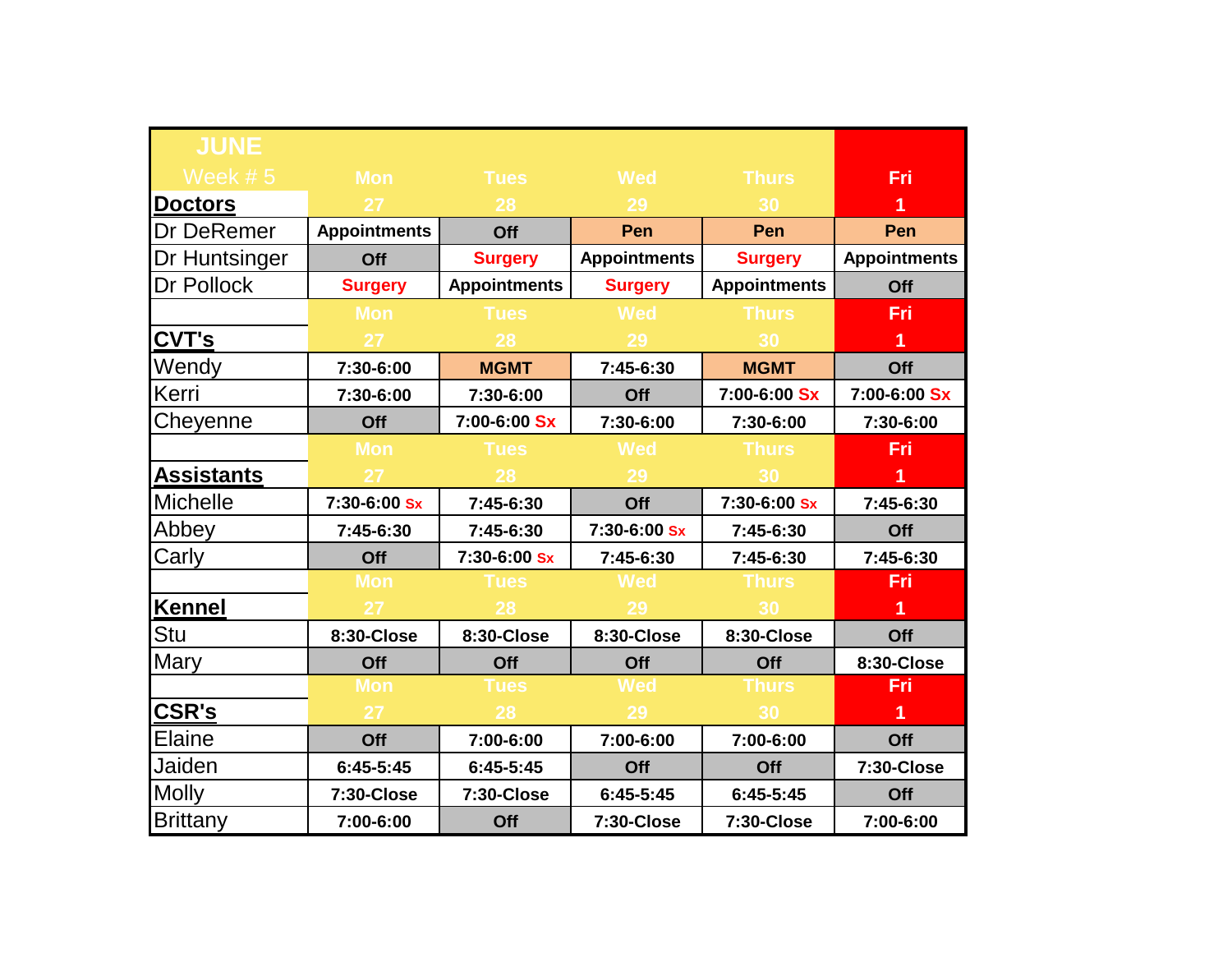| JUNE Week # 5 | Mon | Tues | Wed | Thurs | Fri |
|---|---|---|---|---|---|
| **Doctors** | 27 | 28 | 29 | 30 | 1 |
| Dr DeRemer | Appointments | Off | Pen | Pen | Pen |
| Dr Huntsinger | Off | Surgery | Appointments | Surgery | Appointments |
| Dr Pollock | Surgery | Appointments | Surgery | Appointments | Off |
| | Mon | Tues | Wed | Thurs | Fri |
| **CVT's** | 27 | 28 | 29 | 30 | 1 |
| Wendy | 7:30-6:00 | MGMT | 7:45-6:30 | MGMT | Off |
| Kerri | 7:30-6:00 | 7:30-6:00 | Off | 7:00-6:00 Sx | 7:00-6:00 Sx |
| Cheyenne | Off | 7:00-6:00 Sx | 7:30-6:00 | 7:30-6:00 | 7:30-6:00 |
| | Mon | Tues | Wed | Thurs | Fri |
| **Assistants** | 27 | 28 | 29 | 30 | 1 |
| Michelle | 7:30-6:00 Sx | 7:45-6:30 | Off | 7:30-6:00 Sx | 7:45-6:30 |
| Abbey | 7:45-6:30 | 7:45-6:30 | 7:30-6:00 Sx | 7:45-6:30 | Off |
| Carly | Off | 7:30-6:00 Sx | 7:45-6:30 | 7:45-6:30 | 7:45-6:30 |
| | Mon | Tues | Wed | Thurs | Fri |
| **Kennel** | 27 | 28 | 29 | 30 | 1 |
| Stu | 8:30-Close | 8:30-Close | 8:30-Close | 8:30-Close | Off |
| Mary | Off | Off | Off | Off | 8:30-Close |
| | Mon | Tues | Wed | Thurs | Fri |
| **CSR's** | 27 | 28 | 29 | 30 | 1 |
| Elaine | Off | 7:00-6:00 | 7:00-6:00 | 7:00-6:00 | Off |
| Jaiden | 6:45-5:45 | 6:45-5:45 | Off | Off | 7:30-Close |
| Molly | 7:30-Close | 7:30-Close | 6:45-5:45 | 6:45-5:45 | Off |
| Brittany | 7:00-6:00 | Off | 7:30-Close | 7:30-Close | 7:00-6:00 |